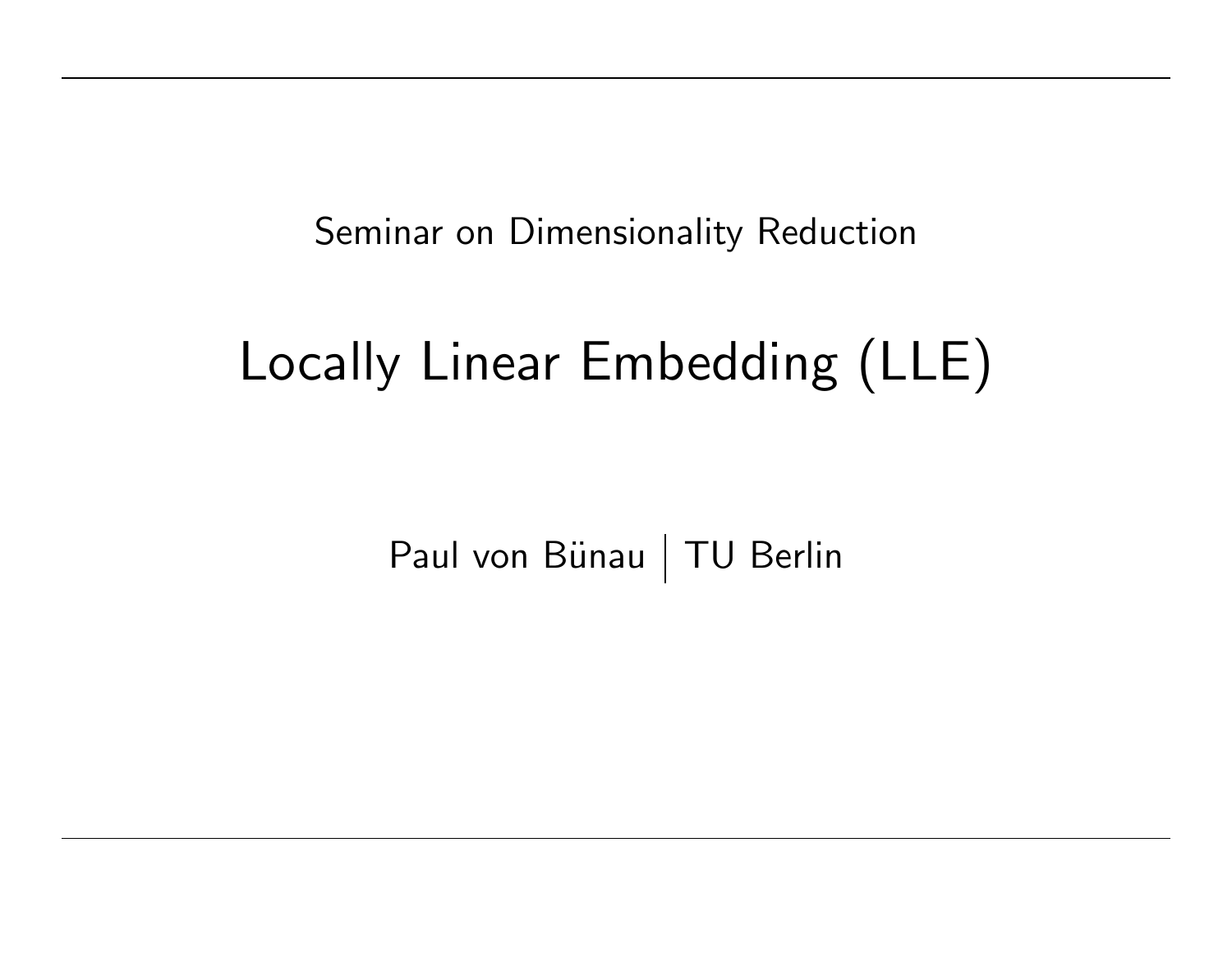Seminar on Dimensionality Reduction

# Locally Linear Embedding (LLE)

Paul von Bünau | TU Berlin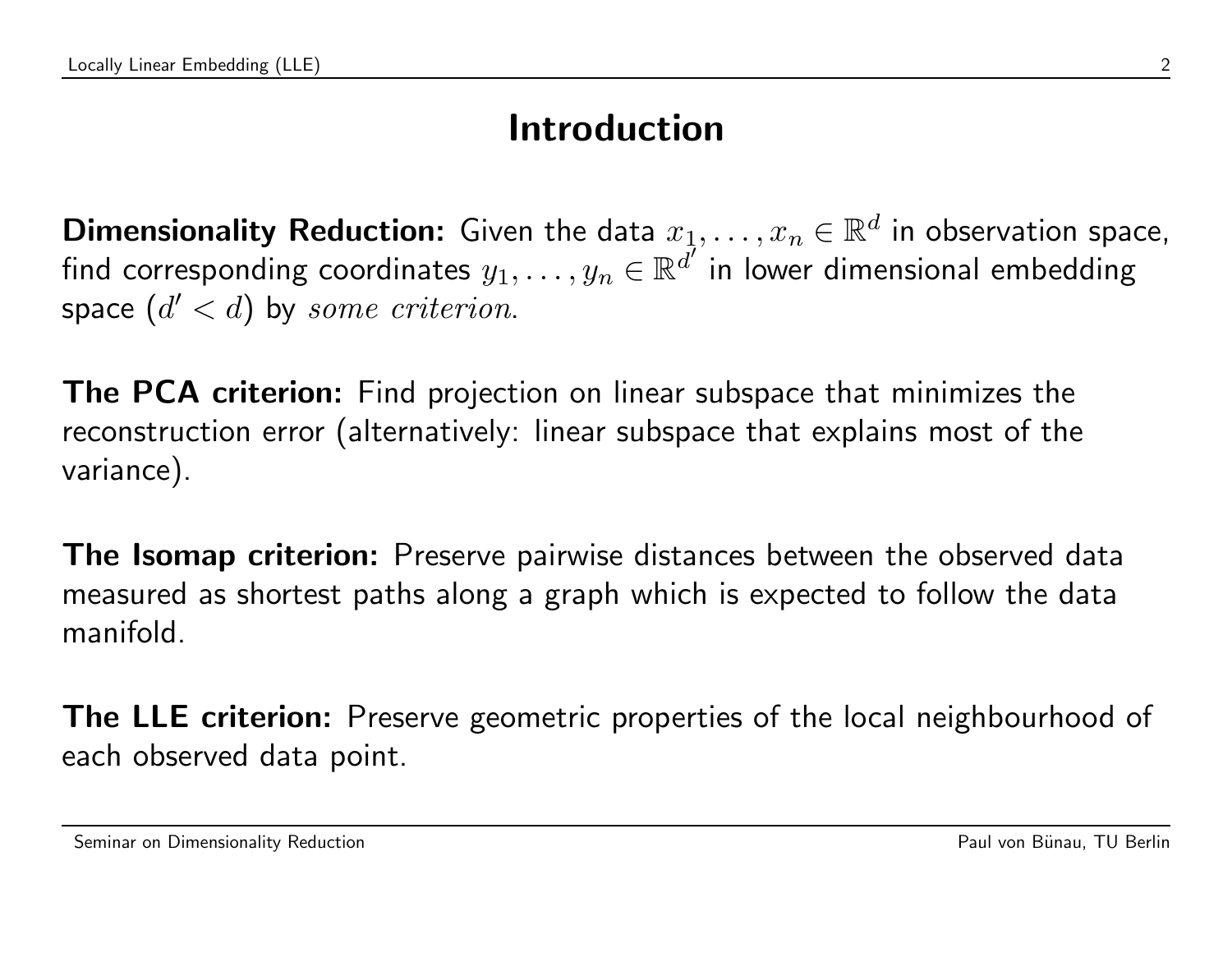# Introduction

**Dimensionality Reduction:** Given the data $x_1, \ldots, x_n \in \mathbb{R}^d$ in observation space, find corresponding coordinates $y_1, \ldots, y_n \in \mathbb{R}^{d'}$ in lower dimensional embedding space ($d' < d$) by $some\ criterion$.

**The PCA criterion:** Find projection on linear subspace that minimizes the reconstruction error (alternatively: linear subspace that explains most of the variance).

**The Isomap criterion:** Preserve pairwise distances between the observed data measured as shortest paths along a graph which is expected to follow the data manifold.

**The LLE criterion:** Preserve geometric properties of the local neighbourhood of each observed data point.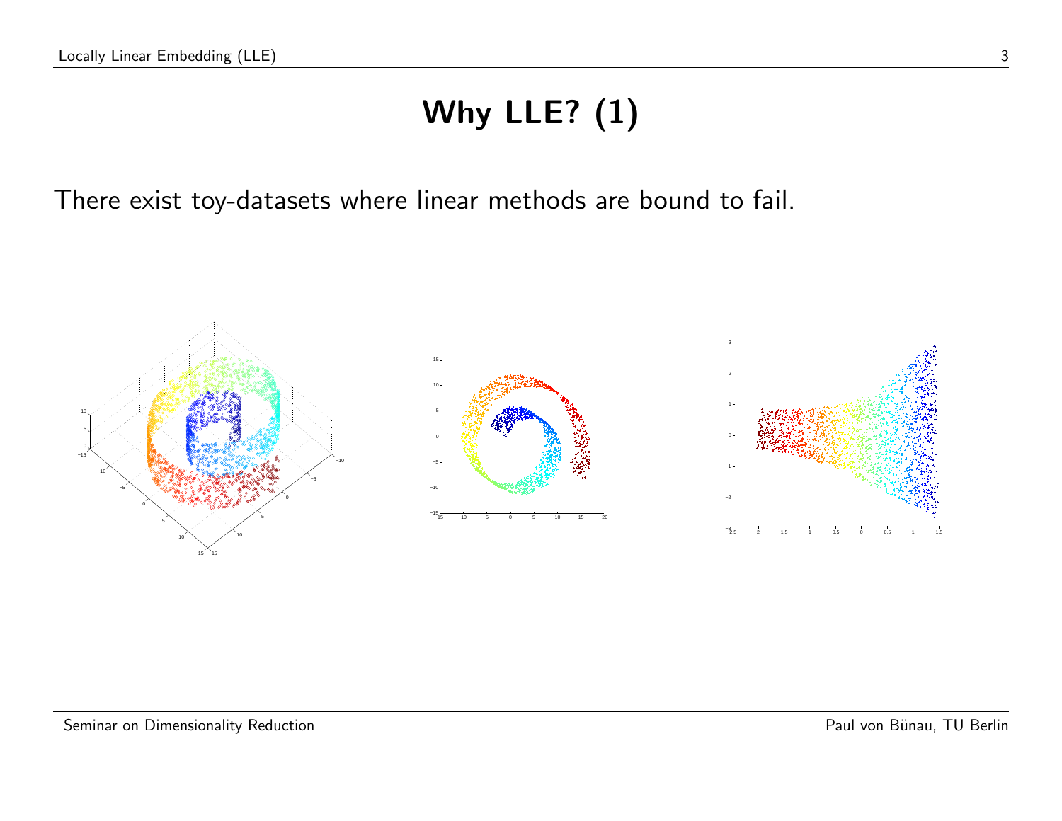# Why LLE? (1)

There exist toy-datasets where linear methods are bound to fail.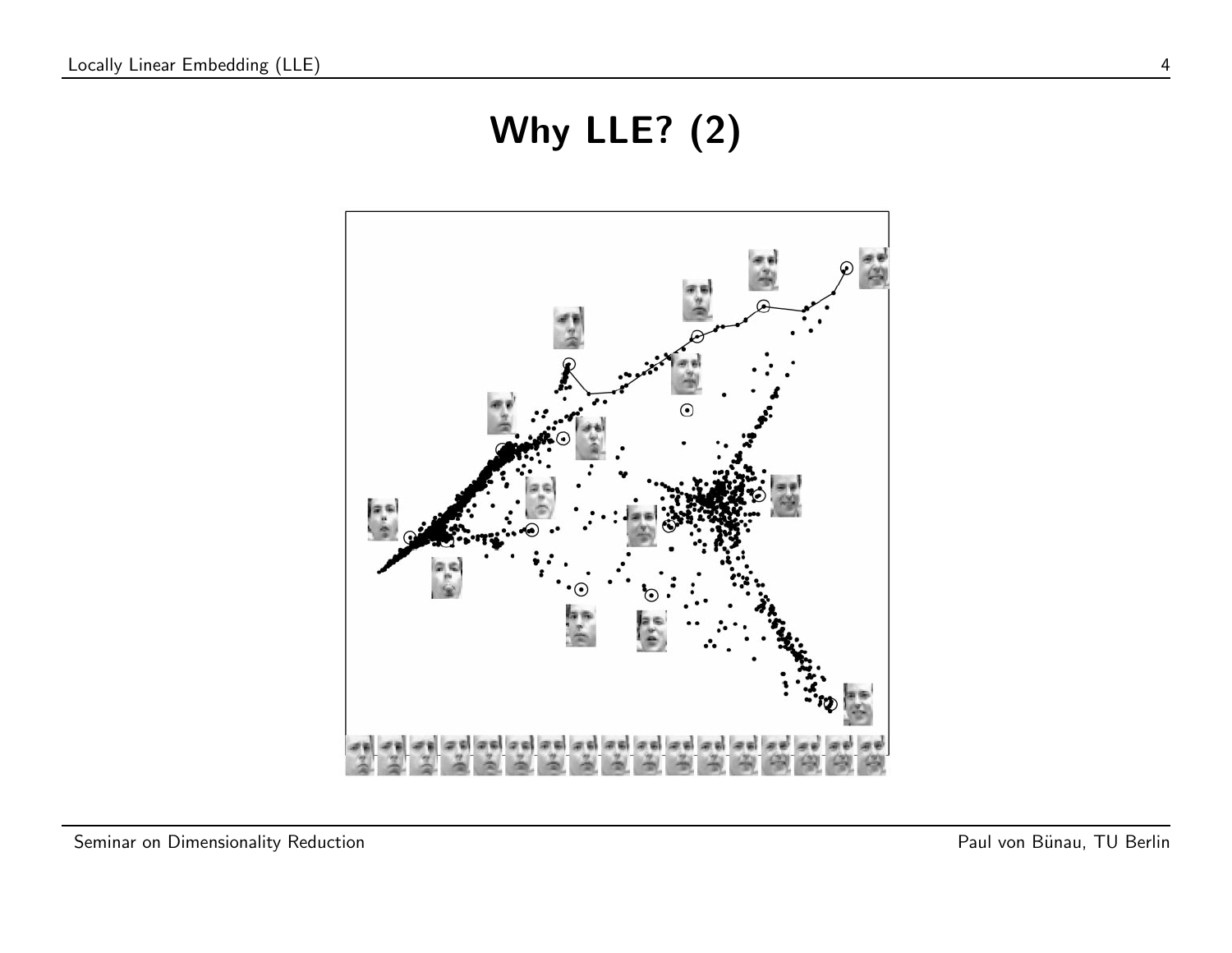# Why LLE? (2)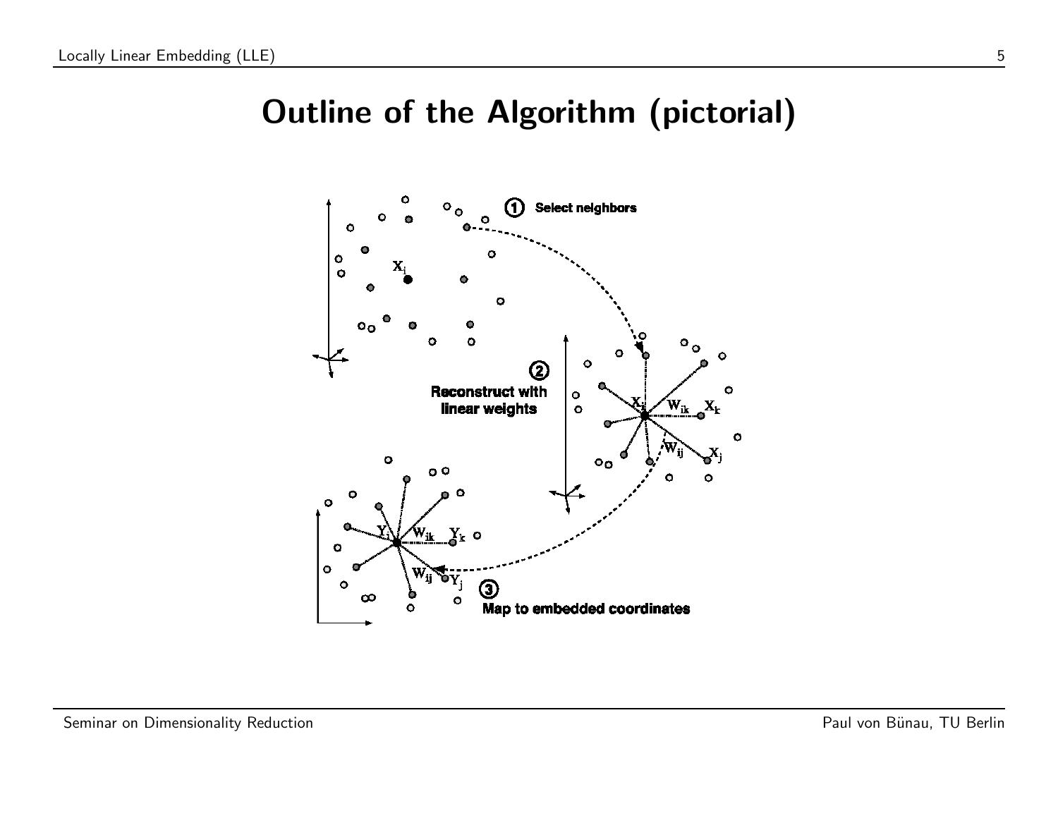# Outline of the Algorithm (pictorial)

① Select neighbors

② Reconstruct with linear weights

③ Map to embedded coordinates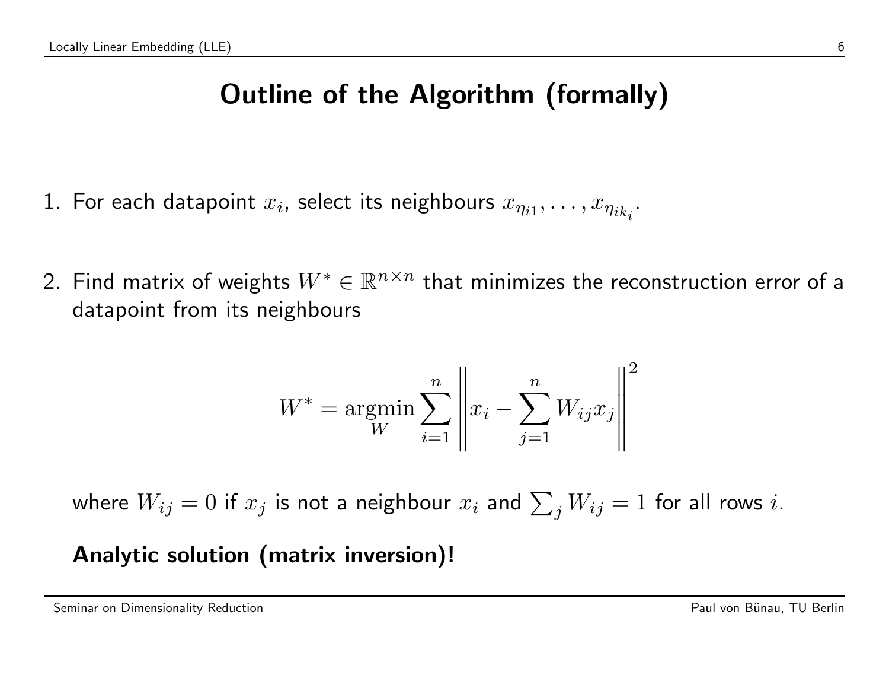# Outline of the Algorithm (formally)

1. For each datapoint $x_i$, select its neighbours $x_{\eta_{i1}}, \ldots, x_{\eta_{ik_i}}$.

2. Find matrix of weights $W^* \in \mathbb{R}^{n \times n}$ that minimizes the reconstruction error of a datapoint from its neighbours

$$W^* = \underset{W}{\operatorname{argmin}} \sum_{i=1}^{n} \left\| x_i - \sum_{j=1}^{n} W_{ij} x_j \right\|^2$$

   where $W_{ij} = 0$ if $x_j$ is not a neighbour $x_i$ and $\sum_j W_{ij} = 1$ for all rows $i$.

   **Analytic solution (matrix inversion)!**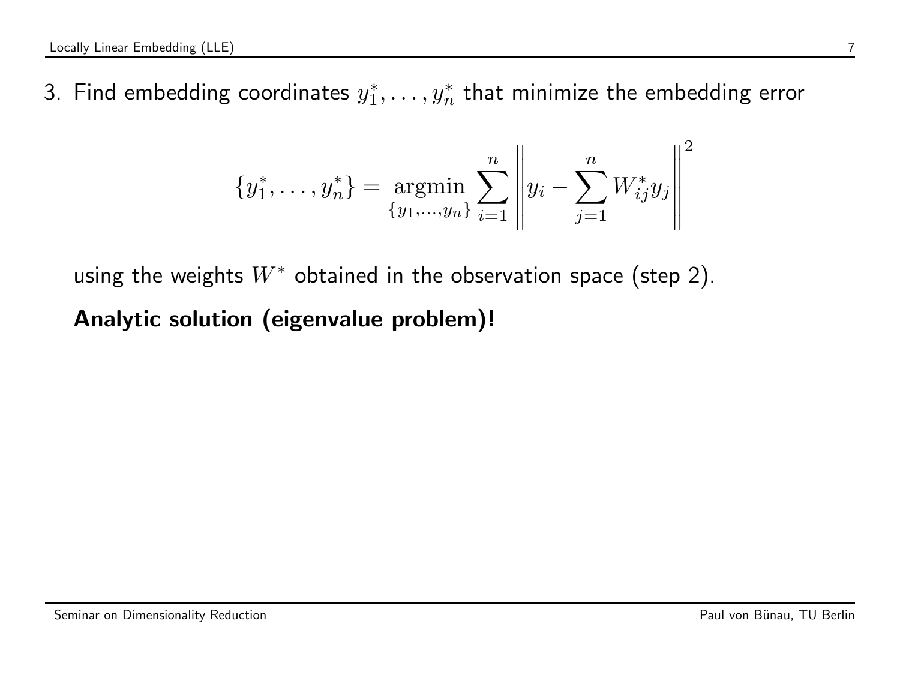3. Find embedding coordinates $y_1^*, \ldots, y_n^*$ that minimize the embedding error

$$\{y_1^*, \ldots, y_n^*\} = \underset{\{y_1, \ldots, y_n\}}{\operatorname{argmin}} \sum_{i=1}^{n} \left\| y_i - \sum_{j=1}^{n} W_{ij}^* y_j \right\|^2$$

   using the weights $W^*$ obtained in the observation space (step 2).

   **Analytic solution (eigenvalue problem)!**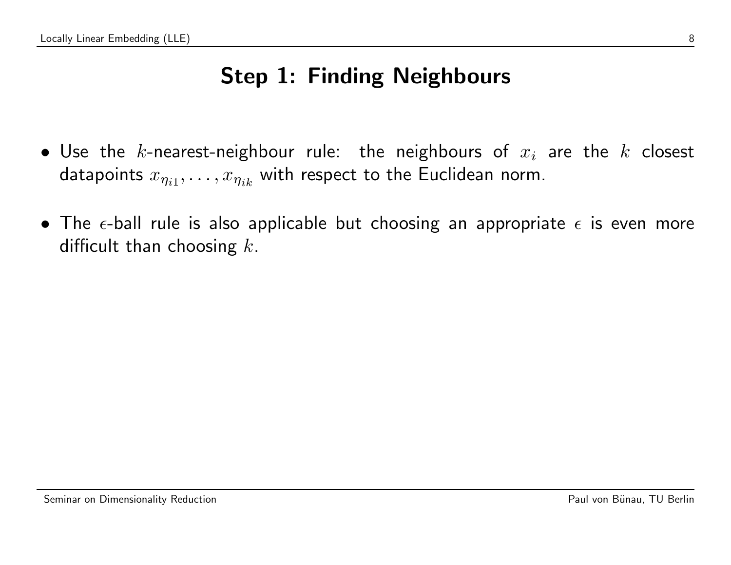# Step 1: Finding Neighbours

- Use the $k$-nearest-neighbour rule: the neighbours of $x_i$ are the $k$ closest datapoints $x_{\eta_{i1}}, \ldots, x_{\eta_{ik}}$ with respect to the Euclidean norm.

- The $\epsilon$-ball rule is also applicable but choosing an appropriate $\epsilon$ is even more difficult than choosing $k$.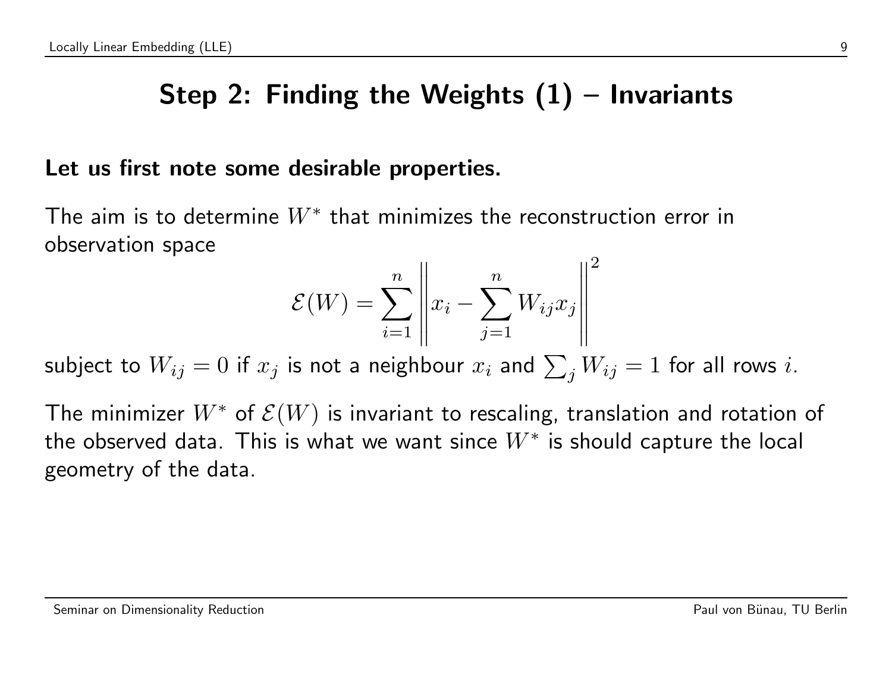# Step 2: Finding the Weights (1) – Invariants

**Let us first note some desirable properties.**

The aim is to determine $W^*$ that minimizes the reconstruction error in observation space

$$\mathcal{E}(W) = \sum_{i=1}^{n} \left\| x_i - \sum_{j=1}^{n} W_{ij} x_j \right\|^2$$

subject to $W_{ij} = 0$ if $x_j$ is not a neighbour $x_i$ and $\sum_j W_{ij} = 1$ for all rows $i$.

The minimizer $W^*$ of $\mathcal{E}(W)$ is invariant to rescaling, translation and rotation of the observed data. This is what we want since $W^*$ is should capture the local geometry of the data.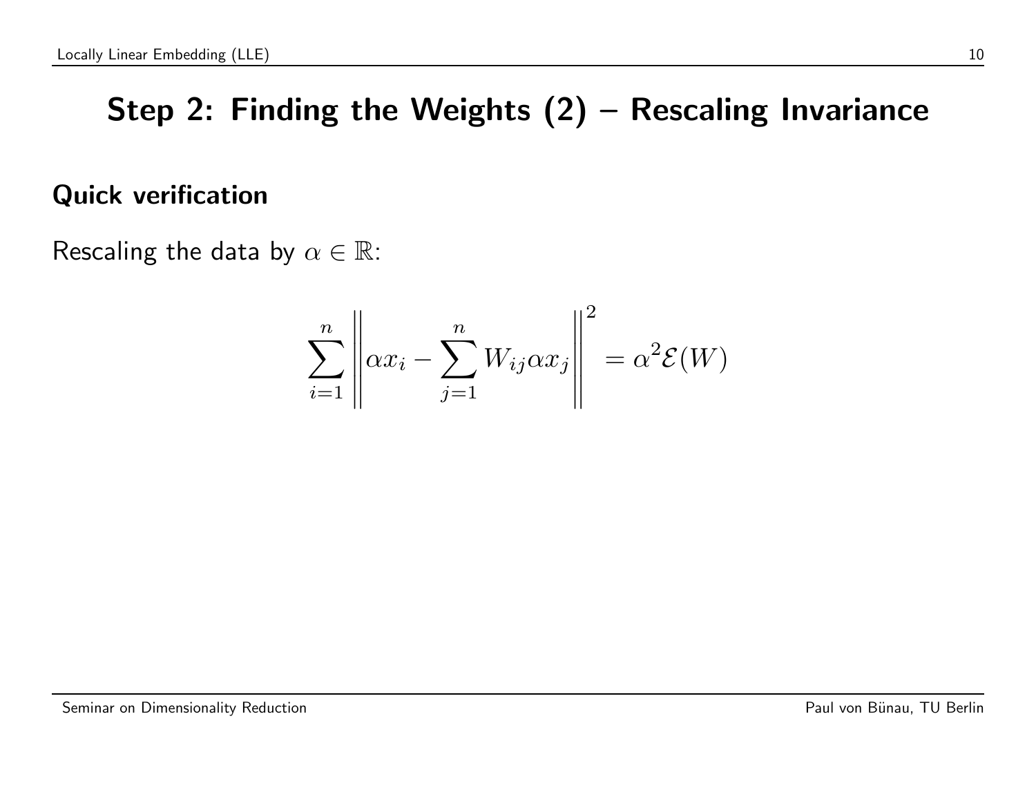# Step 2: Finding the Weights (2) – Rescaling Invariance

## Quick verification

Rescaling the data by $\alpha \in \mathbb{R}$:

$$\sum_{i=1}^{n} \left\| \alpha x_i - \sum_{j=1}^{n} W_{ij} \alpha x_j \right\|^2 = \alpha^2 \mathcal{E}(W)$$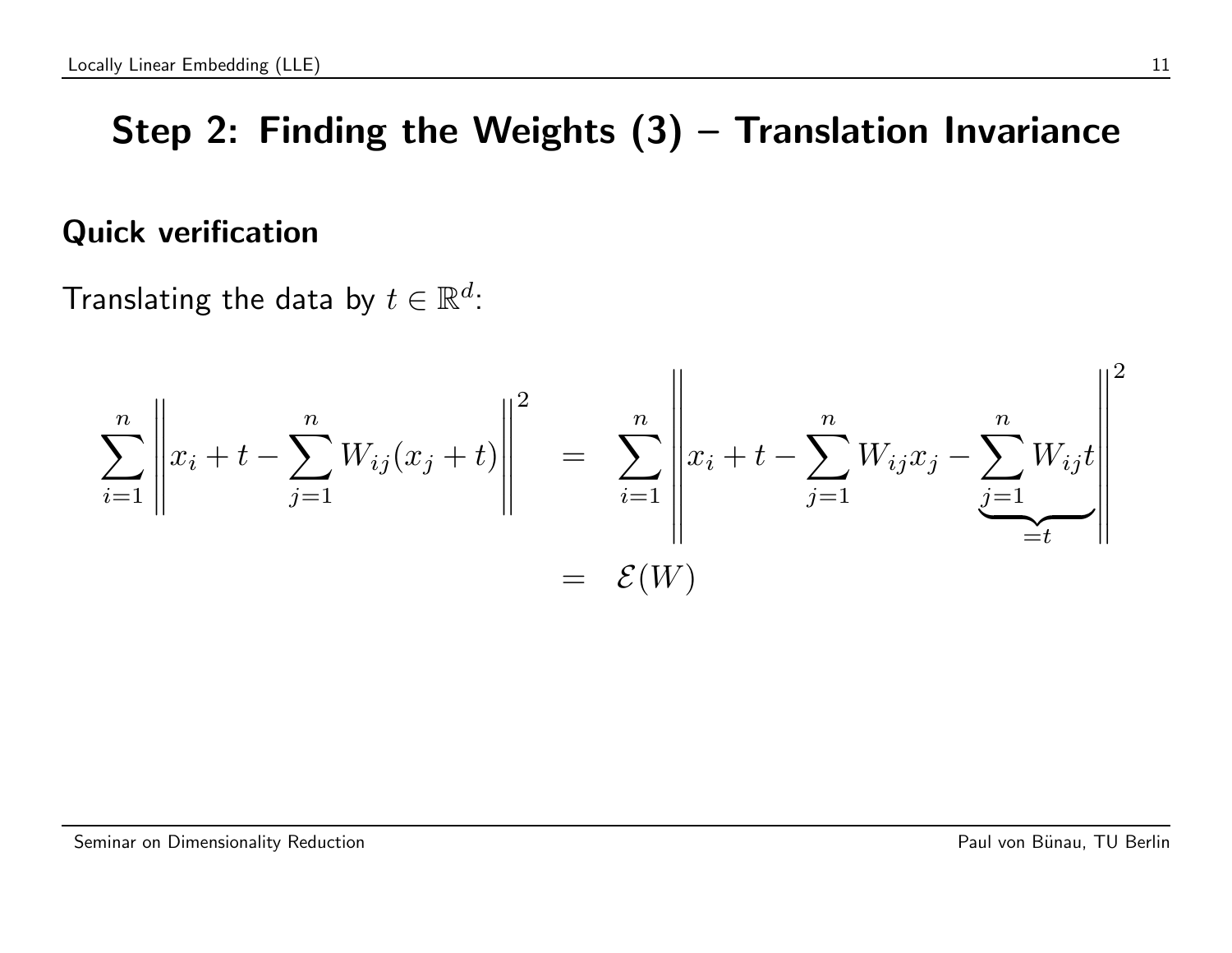# Step 2: Finding the Weights (3) – Translation Invariance

## Quick verification

Translating the data by $t \in \mathbb{R}^d$:

$$
\begin{aligned}
\sum_{i=1}^{n} \left\| x_i + t - \sum_{j=1}^{n} W_{ij}(x_j + t) \right\|^2 &= \sum_{i=1}^{n} \left\| x_i + t - \sum_{j=1}^{n} W_{ij} x_j - \underbrace{\sum_{j=1}^{n} W_{ij} t}_{=t} \right\|^2 \\
&= \mathcal{E}(W)
\end{aligned}
$$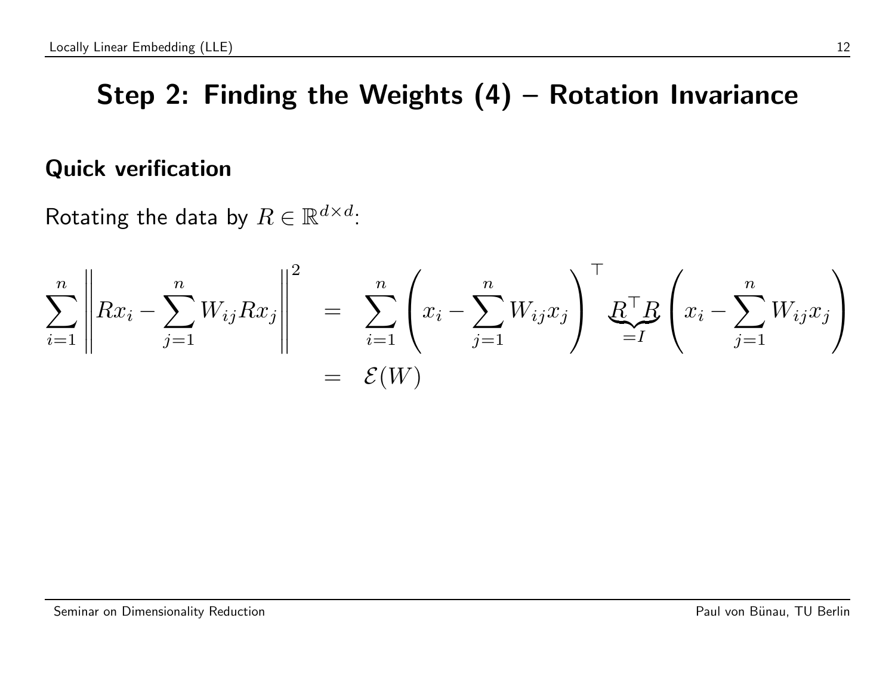## Step 2: Finding the Weights (4) – Rotation Invariance

### Quick verification

Rotating the data by $R \in \mathbb{R}^{d \times d}$:

$$
\begin{aligned}
\sum_{i=1}^{n} \left\| R x_i - \sum_{j=1}^{n} W_{ij} R x_j \right\|^2 &= \sum_{i=1}^{n} \left( x_i - \sum_{j=1}^{n} W_{ij} x_j \right)^\top \underbrace{R^\top R}_{=I} \left( x_i - \sum_{j=1}^{n} W_{ij} x_j \right) \\
&= \mathcal{E}(W)
\end{aligned}
$$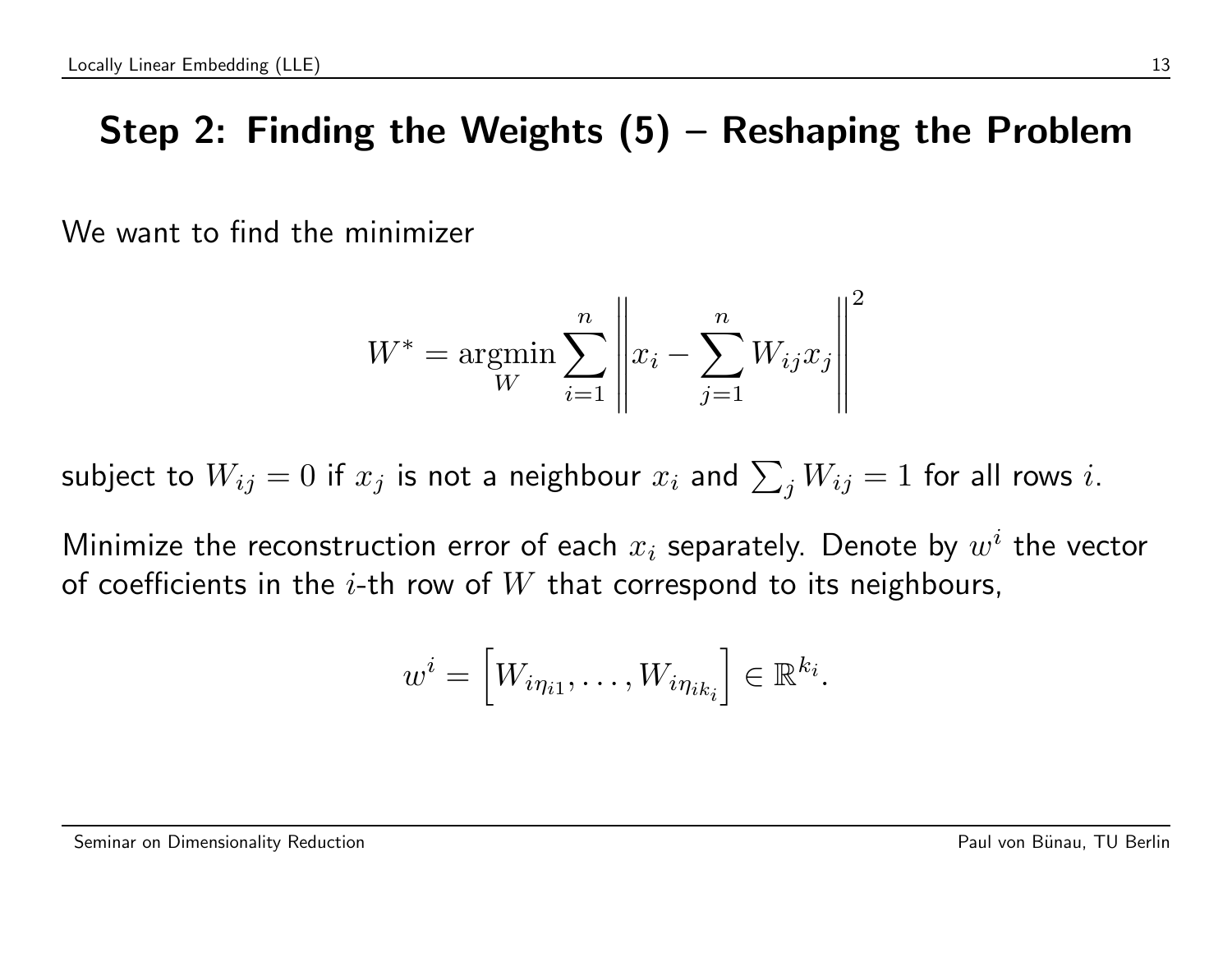# Step 2: Finding the Weights (5) – Reshaping the Problem

We want to find the minimizer

$$W^* = \underset{W}{\operatorname{argmin}} \sum_{i=1}^{n} \left\| x_i - \sum_{j=1}^{n} W_{ij} x_j \right\|^2$$

subject to $W_{ij} = 0$ if $x_j$ is not a neighbour $x_i$ and $\sum_j W_{ij} = 1$ for all rows $i$.

Minimize the reconstruction error of each $x_i$ separately. Denote by $w^i$ the vector of coefficients in the $i$-th row of $W$ that correspond to its neighbours,

$$w^i = \left[ W_{i\eta_{i1}}, \ldots, W_{i\eta_{ik_i}} \right] \in \mathbb{R}^{k_i}.$$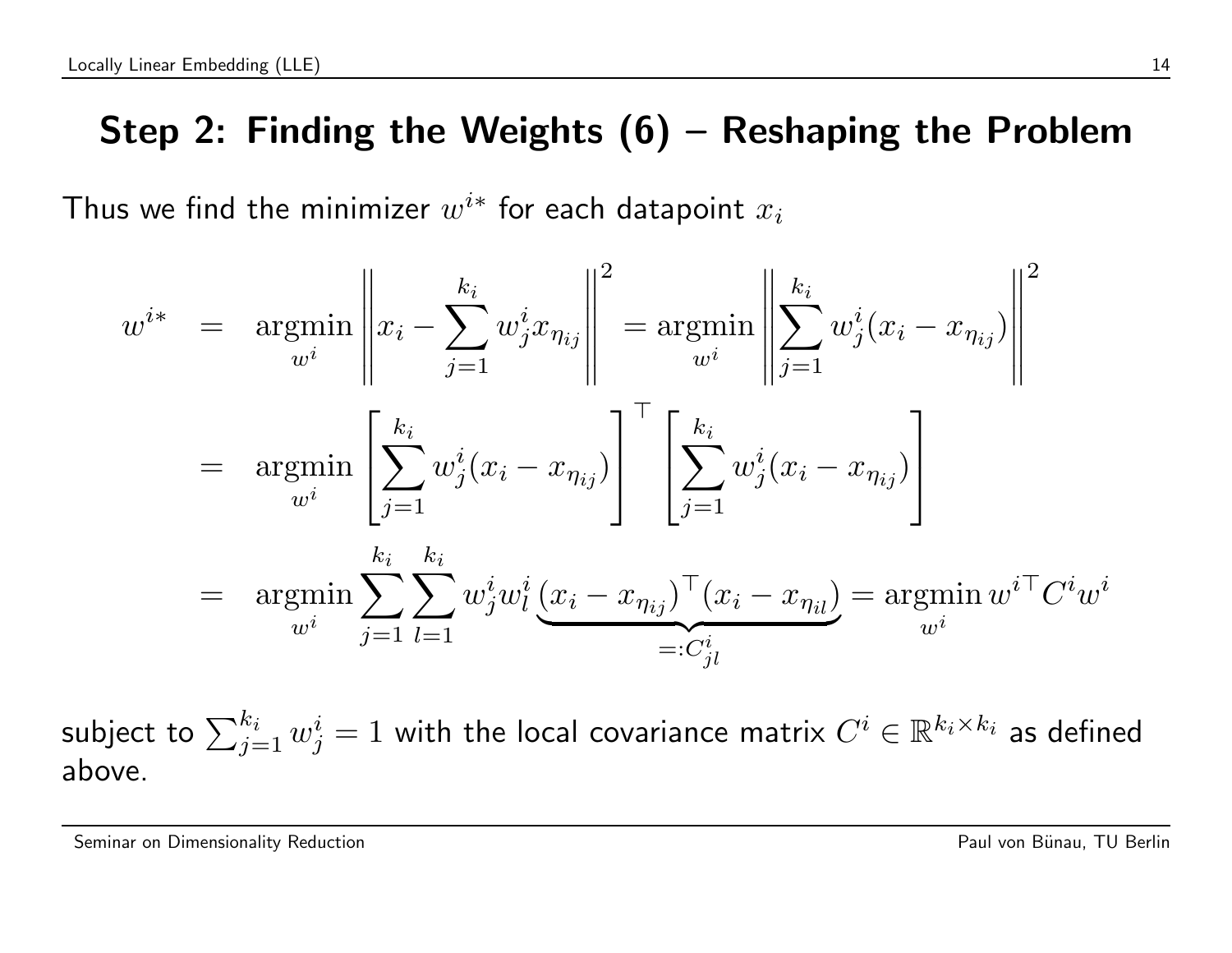## Step 2: Finding the Weights (6) – Reshaping the Problem

Thus we find the minimizer $w^{i*}$ for each datapoint $x_i$

$$
\begin{aligned}
w^{i*} &= \underset{w^i}{\operatorname{argmin}} \left\| x_i - \sum_{j=1}^{k_i} w_j^i x_{\eta_{ij}} \right\|^2 = \underset{w^i}{\operatorname{argmin}} \left\| \sum_{j=1}^{k_i} w_j^i (x_i - x_{\eta_{ij}}) \right\|^2 \\
&= \underset{w^i}{\operatorname{argmin}} \left[ \sum_{j=1}^{k_i} w_j^i (x_i - x_{\eta_{ij}}) \right]^\top \left[ \sum_{j=1}^{k_i} w_j^i (x_i - x_{\eta_{ij}}) \right] \\
&= \underset{w^i}{\operatorname{argmin}} \sum_{j=1}^{k_i} \sum_{l=1}^{k_i} w_j^i w_l^i \underbrace{(x_i - x_{\eta_{ij}})^\top (x_i - x_{\eta_{il}})}_{=: C_{jl}^i} = \underset{w^i}{\operatorname{argmin}}\, {w^i}^\top C^i w^i
\end{aligned}
$$

subject to $\sum_{j=1}^{k_i} w_j^i = 1$ with the local covariance matrix $C^i \in \mathbb{R}^{k_i \times k_i}$ as defined above.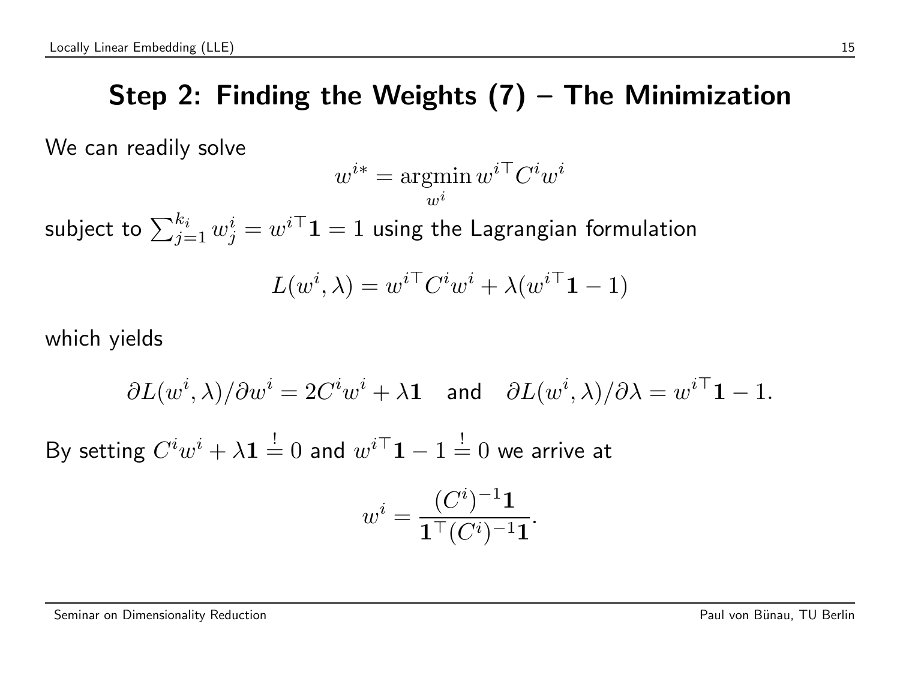## Step 2: Finding the Weights (7) – The Minimization

We can readily solve

$$w^{i*} = \underset{w^i}{\operatorname{argmin}}\, w^{i\top} C^i w^i$$

subject to $\sum_{j=1}^{k_i} w_j^i = w^{i\top}\mathbf{1} = 1$ using the Lagrangian formulation

$$L(w^i, \lambda) = w^{i\top} C^i w^i + \lambda(w^{i\top}\mathbf{1} - 1)$$

which yields

$$\partial L(w^i, \lambda)/\partial w^i = 2C^i w^i + \lambda \mathbf{1} \quad \text{and} \quad \partial L(w^i, \lambda)/\partial \lambda = w^{i\top}\mathbf{1} - 1.$$

By setting $C^i w^i + \lambda\mathbf{1} \stackrel{!}{=} 0$ and $w^{i\top}\mathbf{1} - 1 \stackrel{!}{=} 0$ we arrive at

$$w^i = \frac{(C^i)^{-1}\mathbf{1}}{\mathbf{1}^\top (C^i)^{-1}\mathbf{1}}.$$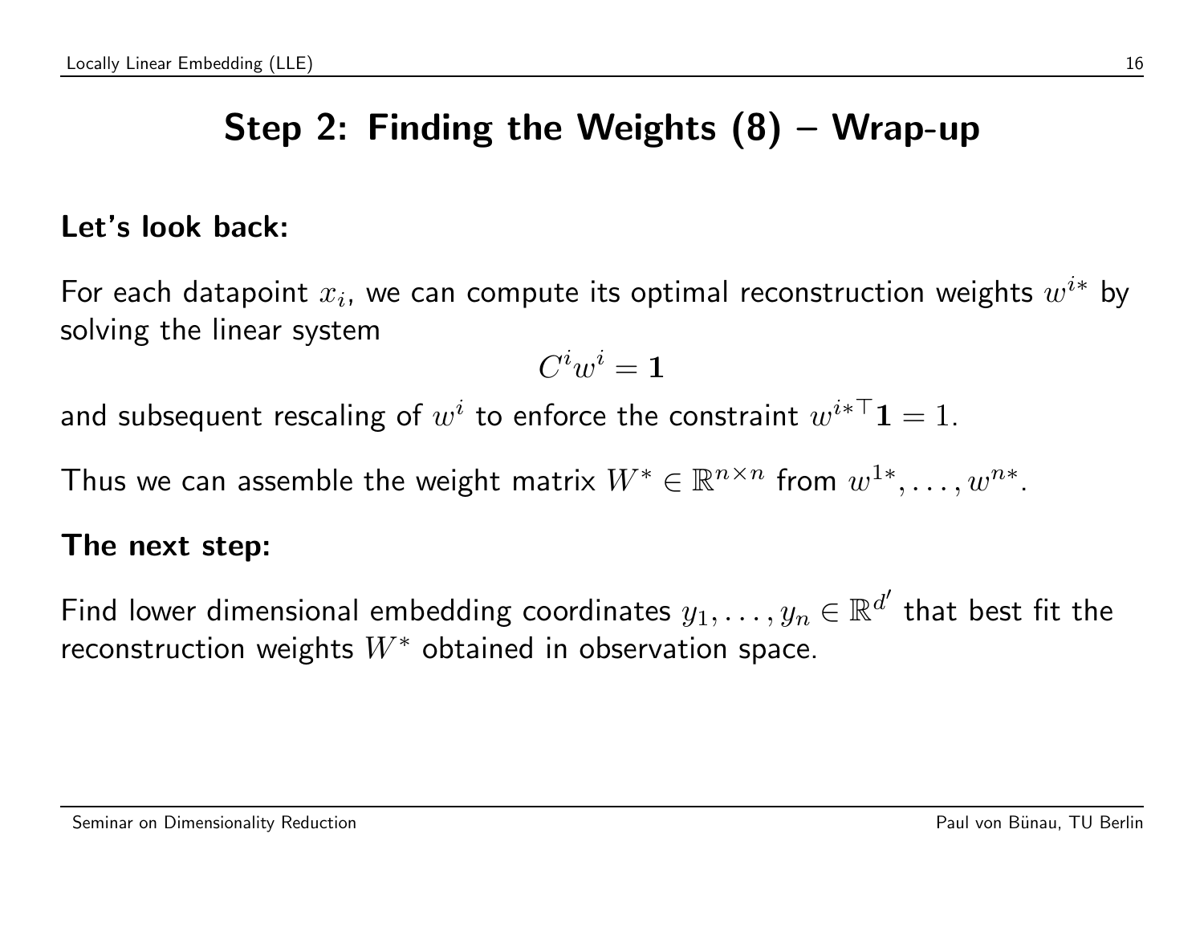# Step 2: Finding the Weights (8) – Wrap-up

**Let's look back:**

For each datapoint $x_i$, we can compute its optimal reconstruction weights $w^{i*}$ by solving the linear system

$$C^i w^i = \mathbf{1}$$

and subsequent rescaling of $w^i$ to enforce the constraint $w^{i*\top}\mathbf{1} = 1$.

Thus we can assemble the weight matrix $W^* \in \mathbb{R}^{n \times n}$ from $w^{1*}, \ldots, w^{n*}$.

**The next step:**

Find lower dimensional embedding coordinates $y_1, \ldots, y_n \in \mathbb{R}^{d'}$ that best fit the reconstruction weights $W^*$ obtained in observation space.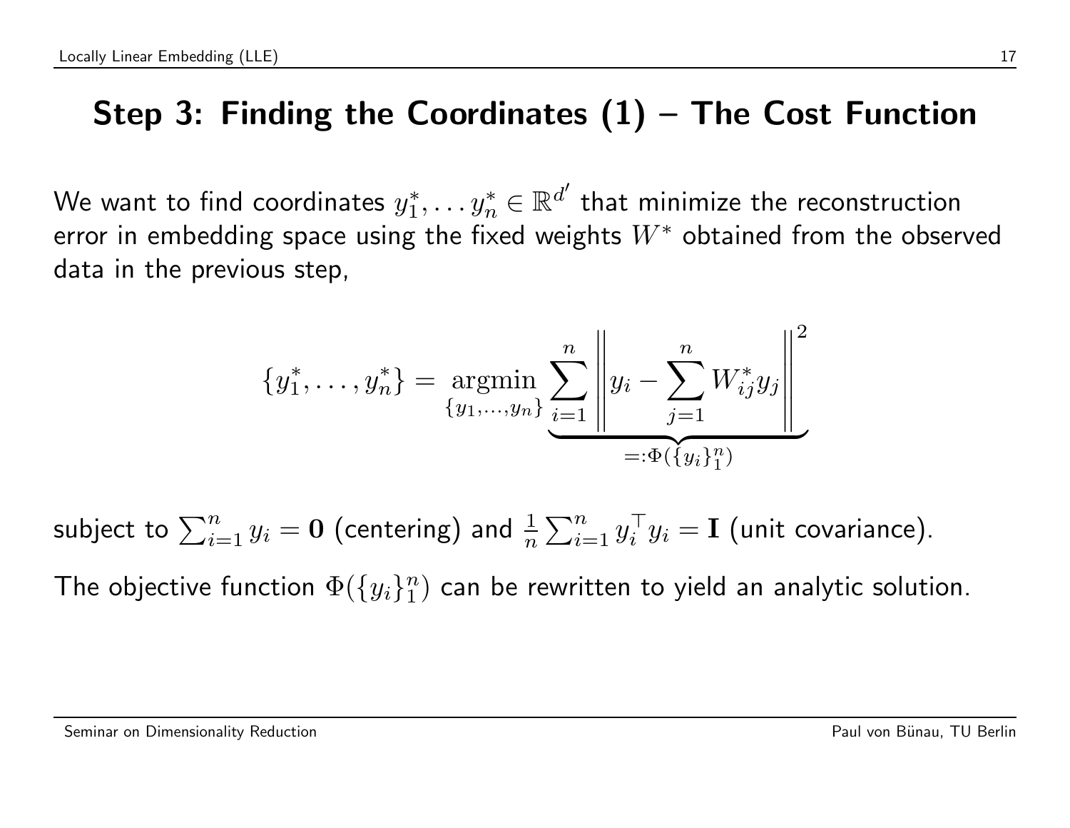## Step 3: Finding the Coordinates (1) – The Cost Function

We want to find coordinates $y_1^*, \ldots y_n^* \in \mathbb{R}^{d'}$ that minimize the reconstruction error in embedding space using the fixed weights $W^*$ obtained from the observed data in the previous step,

$$\{y_1^*, \ldots, y_n^*\} = \underset{\{y_1,\ldots,y_n\}}{\operatorname{argmin}} \underbrace{\sum_{i=1}^{n} \left\| y_i - \sum_{j=1}^{n} W_{ij}^* y_j \right\|^2}_{=:\Phi(\{y_i\}_1^n)}$$

subject to $\sum_{i=1}^{n} y_i = \mathbf{0}$ (centering) and $\frac{1}{n}\sum_{i=1}^{n} y_i^\top y_i = \mathbf{I}$ (unit covariance).

The objective function $\Phi(\{y_i\}_1^n)$ can be rewritten to yield an analytic solution.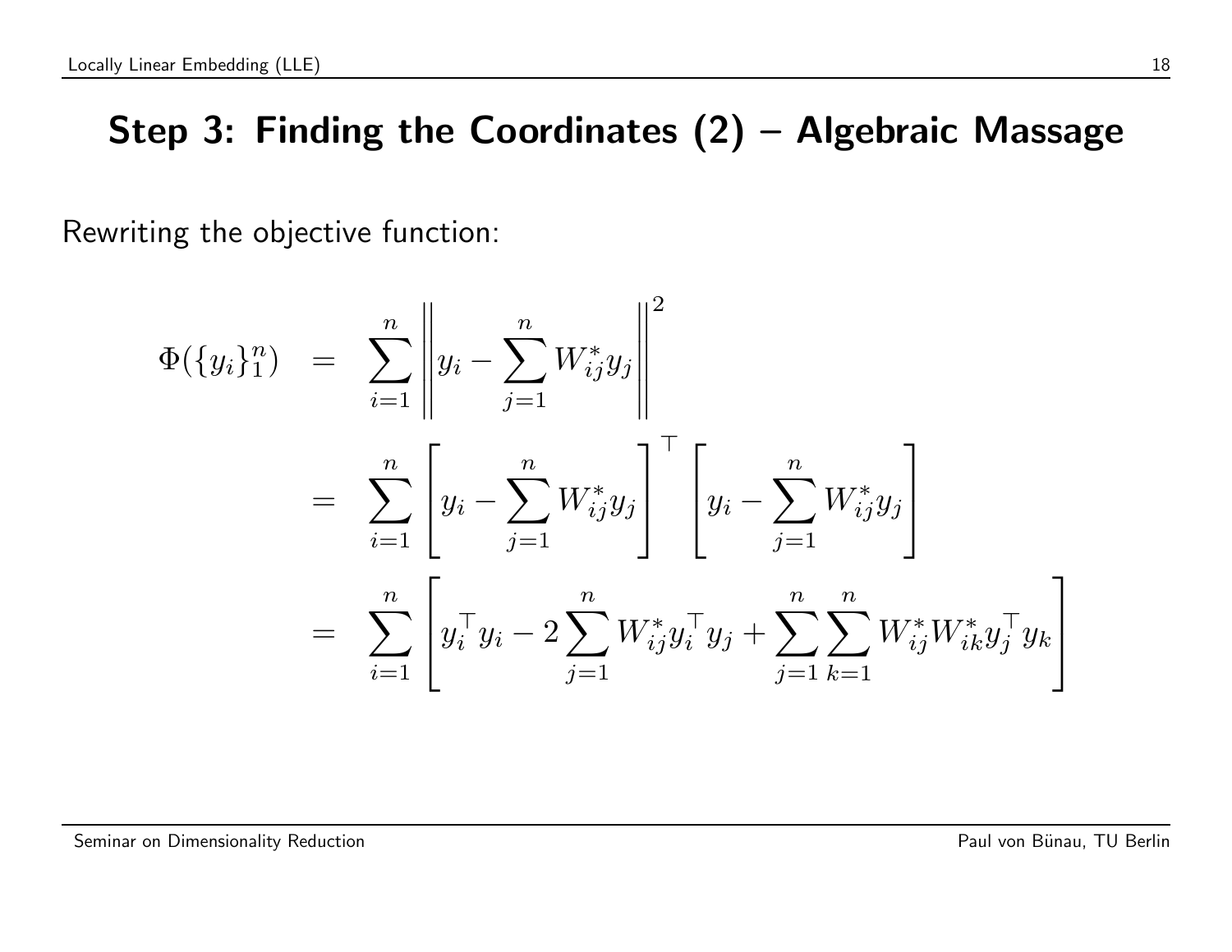## Step 3: Finding the Coordinates (2) – Algebraic Massage

Rewriting the objective function:

$$
\begin{aligned}
\Phi(\{y_i\}_1^n) &= \sum_{i=1}^{n} \left\| y_i - \sum_{j=1}^{n} W_{ij}^* y_j \right\|^2 \\
&= \sum_{i=1}^{n} \left[ y_i - \sum_{j=1}^{n} W_{ij}^* y_j \right]^\top \left[ y_i - \sum_{j=1}^{n} W_{ij}^* y_j \right] \\
&= \sum_{i=1}^{n} \left[ y_i^\top y_i - 2 \sum_{j=1}^{n} W_{ij}^* y_i^\top y_j + \sum_{j=1}^{n} \sum_{k=1}^{n} W_{ij}^* W_{ik}^* y_j^\top y_k \right]
\end{aligned}
$$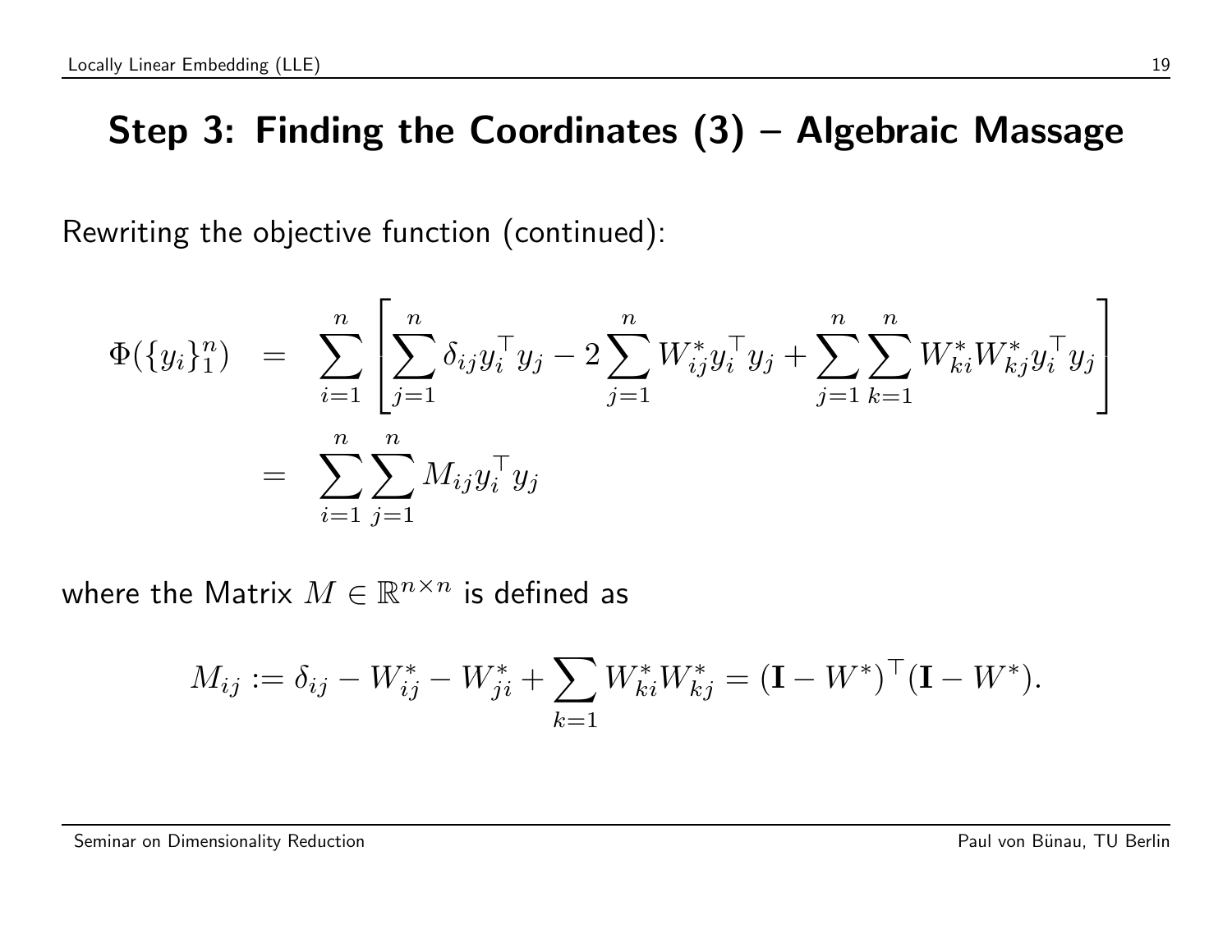# Step 3: Finding the Coordinates (3) – Algebraic Massage

Rewriting the objective function (continued):

$$
\begin{aligned}
\Phi(\{y_i\}_1^n) &= \sum_{i=1}^{n} \left[ \sum_{j=1}^{n} \delta_{ij} y_i^\top y_j - 2 \sum_{j=1}^{n} W_{ij}^* y_i^\top y_j + \sum_{j=1}^{n} \sum_{k=1}^{n} W_{ki}^* W_{kj}^* y_i^\top y_j \right] \\
&= \sum_{i=1}^{n} \sum_{j=1}^{n} M_{ij} y_i^\top y_j
\end{aligned}
$$

where the Matrix $M \in \mathbb{R}^{n \times n}$ is defined as

$$
M_{ij} := \delta_{ij} - W_{ij}^* - W_{ji}^* + \sum_{k=1} W_{ki}^* W_{kj}^* = (\mathbf{I} - W^*)^\top (\mathbf{I} - W^*).
$$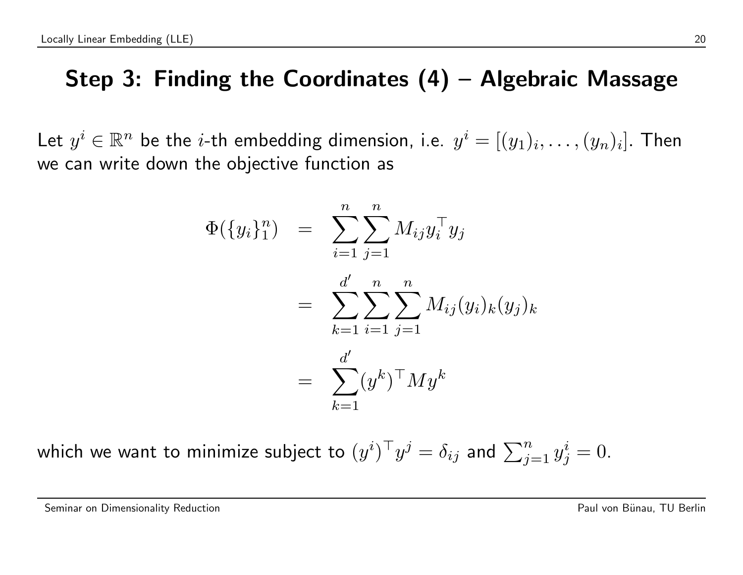## Step 3: Finding the Coordinates (4) – Algebraic Massage

Let $y^i \in \mathbb{R}^n$ be the $i$-th embedding dimension, i.e. $y^i = [(y_1)_i, \ldots, (y_n)_i]$. Then we can write down the objective function as

$$
\begin{aligned}
\Phi(\{y_i\}_1^n) &= \sum_{i=1}^{n} \sum_{j=1}^{n} M_{ij} y_i^\top y_j \\
&= \sum_{k=1}^{d'} \sum_{i=1}^{n} \sum_{j=1}^{n} M_{ij} (y_i)_k (y_j)_k \\
&= \sum_{k=1}^{d'} (y^k)^\top M y^k
\end{aligned}
$$

which we want to minimize subject to $(y^i)^\top y^j = \delta_{ij}$ and $\sum_{j=1}^{n} y_j^i = 0$.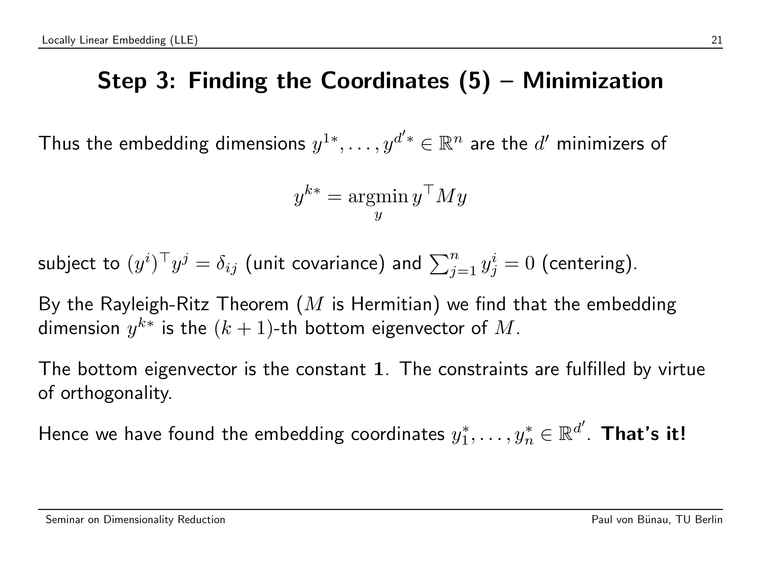# Step 3: Finding the Coordinates (5) – Minimization

Thus the embedding dimensions $y^{1*}, \ldots, y^{d'*} \in \mathbb{R}^n$ are the $d'$ minimizers of

$$y^{k*} = \underset{y}{\operatorname{argmin}}\, y^\top M y$$

subject to $(y^i)^\top y^j = \delta_{ij}$ (unit covariance) and $\sum_{j=1}^n y_j^i = 0$ (centering).

By the Rayleigh-Ritz Theorem ($M$ is Hermitian) we find that the embedding dimension $y^{k*}$ is the $(k+1)$-th bottom eigenvector of $M$.

The bottom eigenvector is the constant $\mathbf{1}$. The constraints are fulfilled by virtue of orthogonality.

Hence we have found the embedding coordinates $y_1^*, \ldots, y_n^* \in \mathbb{R}^{d'}$. **That's it!**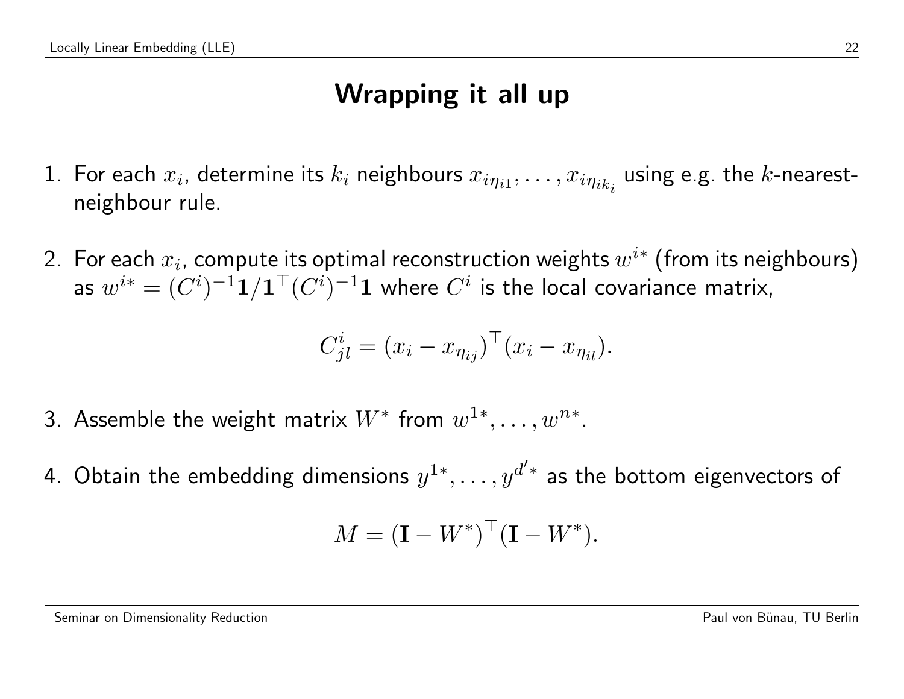# Wrapping it all up

1. For each $x_i$, determine its $k_i$ neighbours $x_{i\eta_{i1}}, \ldots, x_{i\eta_{ik_i}}$ using e.g. the $k$-nearest-neighbour rule.

2. For each $x_i$, compute its optimal reconstruction weights $w^{i*}$ (from its neighbours) as $w^{i*} = (C^i)^{-1}\mathbf{1}/\mathbf{1}^\top (C^i)^{-1}\mathbf{1}$ where $C^i$ is the local covariance matrix,

$$C^i_{jl} = (x_i - x_{\eta_{ij}})^\top (x_i - x_{\eta_{il}}).$$

3. Assemble the weight matrix $W^*$ from $w^{1*}, \ldots, w^{n*}$.

4. Obtain the embedding dimensions $y^{1*}, \ldots, y^{d'*}$ as the bottom eigenvectors of

$$M = (\mathbf{I} - W^*)^\top (\mathbf{I} - W^*).$$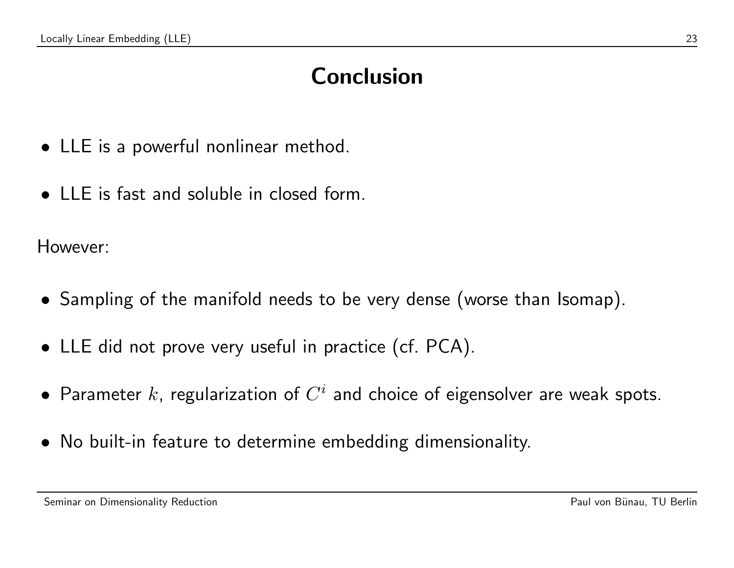# Conclusion

- LLE is a powerful nonlinear method.
- LLE is fast and soluble in closed form.

However:

- Sampling of the manifold needs to be very dense (worse than Isomap).
- LLE did not prove very useful in practice (cf. PCA).
- Parameter $k$, regularization of $C^i$ and choice of eigensolver are weak spots.
- No built-in feature to determine embedding dimensionality.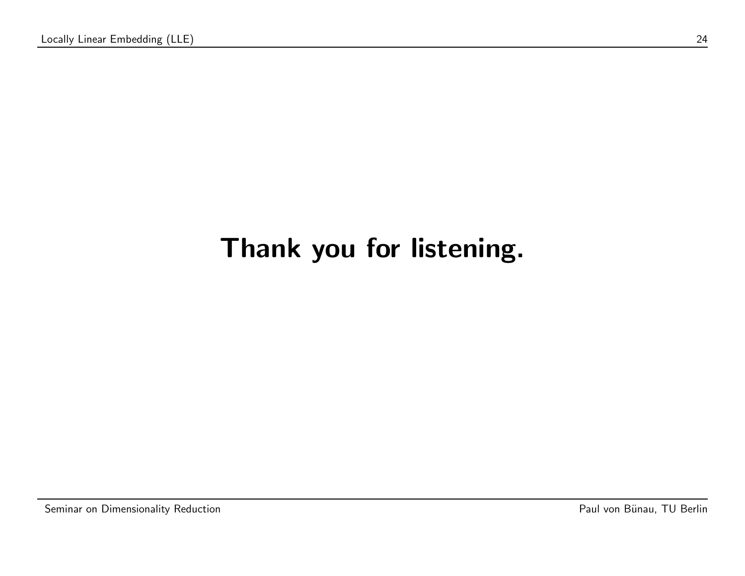**Thank you for listening.**